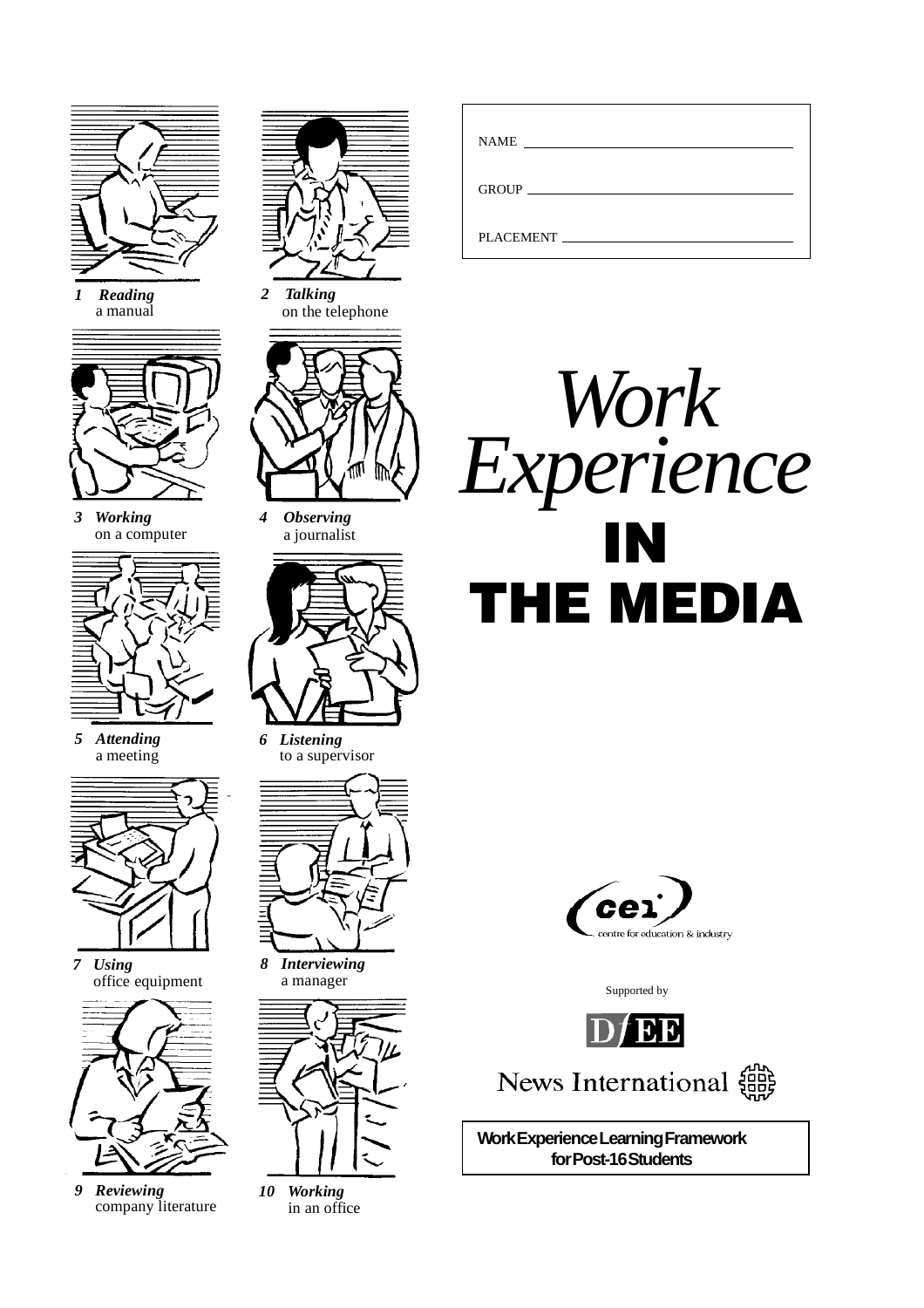# Work Experience IN THE MEDIA

NAME \_\_\_\_\_\_\_\_\_\_\_\_\_\_\_\_\_\_\_\_\_\_\_\_\_\_\_\_\_\_\_\_

GROUP \_\_\_\_\_\_\_\_\_\_\_\_\_\_\_\_\_\_\_\_\_\_\_\_\_\_\_\_\_\_\_\_

PLACEMENT \_\_\_\_\_\_\_\_\_\_\_\_\_\_\_\_\_\_\_\_\_\_\_\_\_\_\_\_\_\_\_\_

1 ***Reading*** a manual

2 ***Talking*** on the telephone

3 ***Working*** on a computer

4 ***Observing*** a journalist

5 ***Attending*** a meeting

6 ***Listening*** to a supervisor

7 ***Using*** office equipment

8 ***Interviewing*** a manager

9 ***Reviewing*** company literature

10 ***Working*** in an office

cei centre for education & industry

Supported by

DfEE

News International

**Work Experience Learning Framework for Post-16 Students**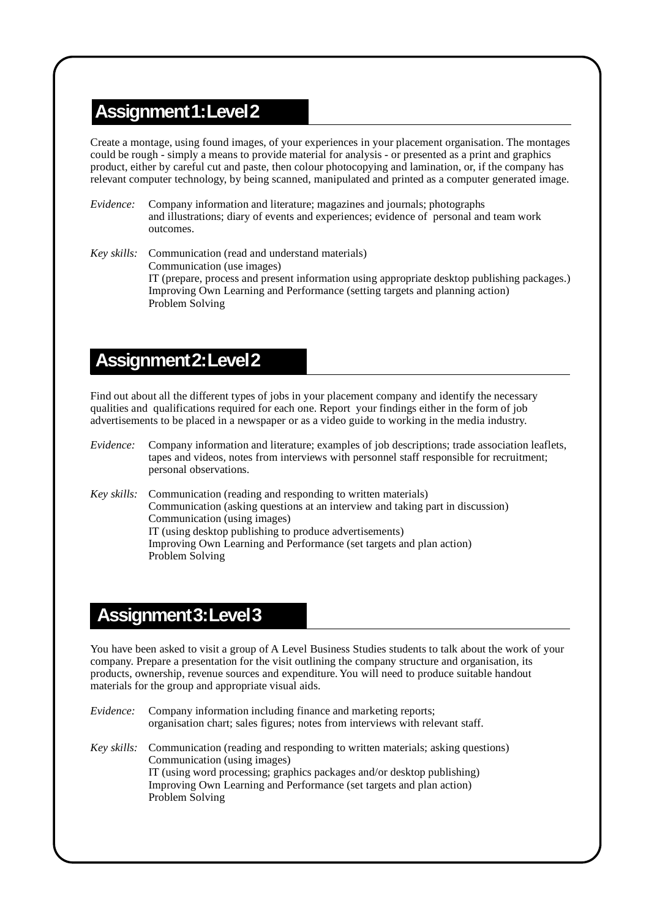## Assignment 1: Level 2

Create a montage, using found images, of your experiences in your placement organisation. The montages could be rough - simply a means to provide material for analysis - or presented as a print and graphics product, either by careful cut and paste, then colour photocopying and lamination, or, if the company has relevant computer technology, by being scanned, manipulated and printed as a computer generated image.

*Evidence:* Company information and literature; magazines and journals; photographs and illustrations; diary of events and experiences; evidence of personal and team work outcomes.

*Key skills:* Communication (read and understand materials)
Communication (use images)
IT (prepare, process and present information using appropriate desktop publishing packages.)
Improving Own Learning and Performance (setting targets and planning action)
Problem Solving

## Assignment 2: Level 2

Find out about all the different types of jobs in your placement company and identify the necessary qualities and qualifications required for each one. Report your findings either in the form of job advertisements to be placed in a newspaper or as a video guide to working in the media industry.

*Evidence:* Company information and literature; examples of job descriptions; trade association leaflets, tapes and videos, notes from interviews with personnel staff responsible for recruitment; personal observations.

*Key skills:* Communication (reading and responding to written materials)
Communication (asking questions at an interview and taking part in discussion)
Communication (using images)
IT (using desktop publishing to produce advertisements)
Improving Own Learning and Performance (set targets and plan action)
Problem Solving

## Assignment 3: Level 3

You have been asked to visit a group of A Level Business Studies students to talk about the work of your company. Prepare a presentation for the visit outlining the company structure and organisation, its products, ownership, revenue sources and expenditure. You will need to produce suitable handout materials for the group and appropriate visual aids.

*Evidence:* Company information including finance and marketing reports; organisation chart; sales figures; notes from interviews with relevant staff.

*Key skills:* Communication (reading and responding to written materials; asking questions)
Communication (using images)
IT (using word processing; graphics packages and/or desktop publishing)
Improving Own Learning and Performance (set targets and plan action)
Problem Solving